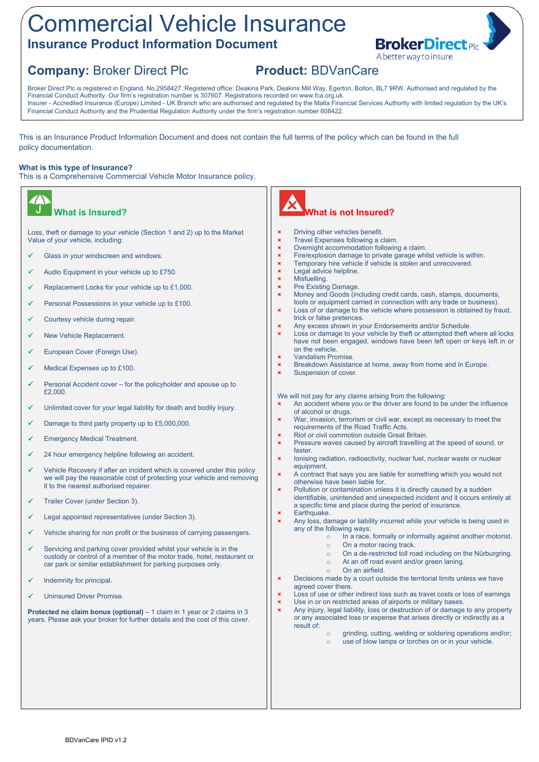# Commercial Vehicle Insurance

## Insurance Product Information Document

**Company:** Broker Direct Plc **Product:** BDVanCare

Broker Direct Plc is registered in England. No.2958427. Registered office: Deakins Park, Deakins Mill Way, Egerton, Bolton, BL7 9RW. Authorised and regulated by the Financial Conduct Authority. Our firm's registration number is 307607. Registrations recorded on www.fca.org.uk.
Insurer - Accredited Insurance (Europe) Limited - UK Branch who are authorised and regulated by the Malta Financial Services Authority with limited regulation by the UK's Financial Conduct Authority and the Prudential Regulation Authority under the firm's registration number 608422.

This is an Insurance Product Information Document and does not contain the full terms of the policy which can be found in the full policy documentation.

**What is this type of Insurance?**
This is a Comprehensive Commercial Vehicle Motor Insurance policy.

### What is Insured?

Loss, theft or damage to your vehicle (Section 1 and 2) up to the Market Value of your vehicle, including:

- ✓ Glass in your windscreen and windows.
- ✓ Audio Equipment in your vehicle up to £750.
- ✓ Replacement Locks for your vehicle up to £1,000.
- ✓ Personal Possessions in your vehicle up to £100.
- ✓ Courtesy vehicle during repair.
- ✓ New Vehicle Replacement.
- ✓ European Cover (Foreign Use).
- ✓ Medical Expenses up to £100.
- ✓ Personal Accident cover – for the policyholder and spouse up to £2,000.
- ✓ Unlimited cover for your legal liability for death and bodily Injury.
- ✓ Damage to third party property up to £5,000,000.
- ✓ Emergency Medical Treatment.
- ✓ 24 hour emergency helpline following an accident.
- ✓ Vehicle Recovery if after an incident which is covered under this policy we will pay the reasonable cost of protecting your vehicle and removing it to the nearest authorised repairer.
- ✓ Trailer Cover (under Section 3).
- ✓ Legal appointed representatives (under Section 3).
- ✓ Vehicle sharing for non profit or the business of carrying passengers.
- ✓ Servicing and parking cover provided whilst your vehicle is in the custody or control of a member of the motor trade, hotel, restaurant or car park or similar establishment for parking purposes only.
- ✓ Indemnity for principal.
- ✓ Uninsured Driver Promise.

**Protected no claim bonus (optional)** – 1 claim in 1 year or 2 claims in 3 years. Please ask your broker for further details and the cost of this cover.

### What is not Insured?

- × Driving other vehicles benefit.
- × Travel Expenses following a claim.
- × Overnight accommodation following a claim.
- × Fire/explosion damage to private garage whilst vehicle is within.
- × Temporary hire vehicle if vehicle is stolen and unrecovered.
- × Legal advice helpline.
- × Misfuelling.
- × Pre Existing Damage.
- × Money and Goods (including credit cards, cash, stamps, documents, tools or equipment carried in connection with any trade or business).
- × Loss of or damage to the vehicle where possession is obtained by fraud, trick or false pretences.
- × Any excess shown in your Endorsements and/or Schedule.
- × Loss or damage to your vehicle by theft or attempted theft where all locks have not been engaged, windows have been left open or keys left in or on the vehicle.
- × Vandalism Promise.
- × Breakdown Assistance at home, away from home and in Europe.
- × Suspension of cover.

We will not pay for any claims arising from the following:

- × An accident where you or the driver are found to be under the influence of alcohol or drugs.
- × War, invasion, terrorism or civil war, except as necessary to meet the requirements of the Road Traffic Acts.
- × Riot or civil commotion outside Great Britain.
- × Pressure waves caused by aircraft travelling at the speed of sound, or faster.
- × Ionising radiation, radioactivity, nuclear fuel, nuclear waste or nuclear equipment.
- × A contract that says you are liable for something which you would not otherwise have been liable for.
- × Pollution or contamination unless it is directly caused by a sudden identifiable, unintended and unexpected incident and it occurs entirely at a specific time and place during the period of insurance.
- × Earthquake.
- × Any loss, damage or liability incurred while your vehicle is being used in any of the following ways:
  - In a race, formally or informally against another motorist.
  - On a motor racing track.
  - On a de-restricted toll road including on the Nürburgring.
  - At an off road event and/or green laning.
  - On an airfield.
- × Decisions made by a court outside the territorial limits unless we have agreed cover there.
- × Loss of use or other indirect loss such as travel costs or loss of earnings
- × Use in or on restricted areas of airports or military bases.
- × Any injury, legal liability, loss or destruction of or damage to any property or any associated loss or expense that arises directly or indirectly as a result of:
  - grinding, cutting, welding or soldering operations and/or;
  - use of blow lamps or torches on or in your vehicle.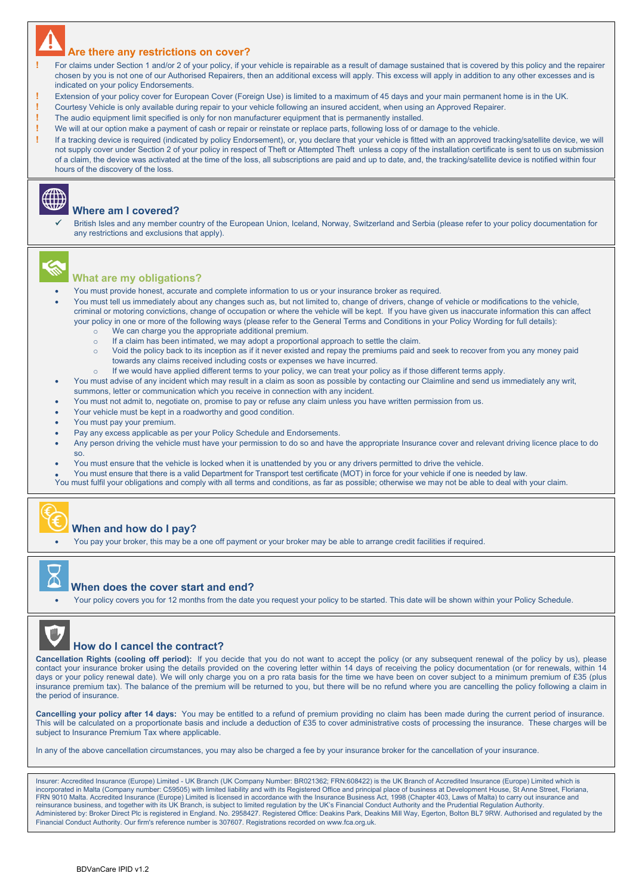## Are there any restrictions on cover?

- ! For claims under Section 1 and/or 2 of your policy, if your vehicle is repairable as a result of damage sustained that is covered by this policy and the repairer chosen by you is not one of our Authorised Repairers, then an additional excess will apply. This excess will apply in addition to any other excesses and is indicated on your policy Endorsements.
- ! Extension of your policy cover for European Cover (Foreign Use) is limited to a maximum of 45 days and your main permanent home is in the UK.
- ! Courtesy Vehicle is only available during repair to your vehicle following an insured accident, when using an Approved Repairer.
- ! The audio equipment limit specified is only for non manufacturer equipment that is permanently installed.
- ! We will at our option make a payment of cash or repair or reinstate or replace parts, following loss of or damage to the vehicle.
- ! If a tracking device is required (indicated by policy Endorsement), or, you declare that your vehicle is fitted with an approved tracking/satellite device, we will not supply cover under Section 2 of your policy in respect of Theft or Attempted Theft unless a copy of the installation certificate is sent to us on submission of a claim, the device was activated at the time of the loss, all subscriptions are paid and up to date, and, the tracking/satellite device is notified within four hours of the discovery of the loss.

## Where am I covered?

- ✓ British Isles and any member country of the European Union, Iceland, Norway, Switzerland and Serbia (please refer to your policy documentation for any restrictions and exclusions that apply).

## What are my obligations?

- You must provide honest, accurate and complete information to us or your insurance broker as required.
- You must tell us immediately about any changes such as, but not limited to, change of drivers, change of vehicle or modifications to the vehicle, criminal or motoring convictions, change of occupation or where the vehicle will be kept. If you have given us inaccurate information this can affect your policy in one or more of the following ways (please refer to the General Terms and Conditions in your Policy Wording for full details):
  - We can charge you the appropriate additional premium.
  - If a claim has been intimated, we may adopt a proportional approach to settle the claim.
  - Void the policy back to its inception as if it never existed and repay the premiums paid and seek to recover from you any money paid towards any claims received including costs or expenses we have incurred.
  - If we would have applied different terms to your policy, we can treat your policy as if those different terms apply.
- You must advise of any incident which may result in a claim as soon as possible by contacting our Claimline and send us immediately any writ, summons, letter or communication which you receive in connection with any incident.
- You must not admit to, negotiate on, promise to pay or refuse any claim unless you have written permission from us.
- Your vehicle must be kept in a roadworthy and good condition.
- You must pay your premium.
- Pay any excess applicable as per your Policy Schedule and Endorsements.
- Any person driving the vehicle must have your permission to do so and have the appropriate Insurance cover and relevant driving licence place to do so.
- You must ensure that the vehicle is locked when it is unattended by you or any drivers permitted to drive the vehicle.
- You must ensure that there is a valid Department for Transport test certificate (MOT) in force for your vehicle if one is needed by law.

You must fulfil your obligations and comply with all terms and conditions, as far as possible; otherwise we may not be able to deal with your claim.

## When and how do I pay?

- You pay your broker, this may be a one off payment or your broker may be able to arrange credit facilities if required.

## When does the cover start and end?

- Your policy covers you for 12 months from the date you request your policy to be started. This date will be shown within your Policy Schedule.

## How do I cancel the contract?

**Cancellation Rights (cooling off period):** If you decide that you do not want to accept the policy (or any subsequent renewal of the policy by us), please contact your insurance broker using the details provided on the covering letter within 14 days of receiving the policy documentation (or for renewals, within 14 days or your policy renewal date). We will only charge you on a pro rata basis for the time we have been on cover subject to a minimum premium of £35 (plus insurance premium tax). The balance of the premium will be returned to you, but there will be no refund where you are cancelling the policy following a claim in the period of insurance.

**Cancelling your policy after 14 days:** You may be entitled to a refund of premium providing no claim has been made during the current period of insurance. This will be calculated on a proportionate basis and include a deduction of £35 to cover administrative costs of processing the insurance. These charges will be subject to Insurance Premium Tax where applicable.

In any of the above cancellation circumstances, you may also be charged a fee by your insurance broker for the cancellation of your insurance.

Insurer: Accredited Insurance (Europe) Limited - UK Branch (UK Company Number: BR021362; FRN:608422) is the UK Branch of Accredited Insurance (Europe) Limited which is incorporated in Malta (Company number: C59505) with limited liability and with its Registered Office and principal place of business at Development House, St Anne Street, Floriana, FRN 9010 Malta. Accredited Insurance (Europe) Limited is licensed in accordance with the Insurance Business Act, 1998 (Chapter 403, Laws of Malta) to carry out insurance and reinsurance business, and together with its UK Branch, is subject to limited regulation by the UK's Financial Conduct Authority and the Prudential Regulation Authority.
Administered by: Broker Direct Plc is registered in England. No. 2958427. Registered Office: Deakins Park, Deakins Mill Way, Egerton, Bolton BL7 9RW. Authorised and regulated by the Financial Conduct Authority. Our firm's reference number is 307607. Registrations recorded on www.fca.org.uk.

BDVanCare IPID v1.2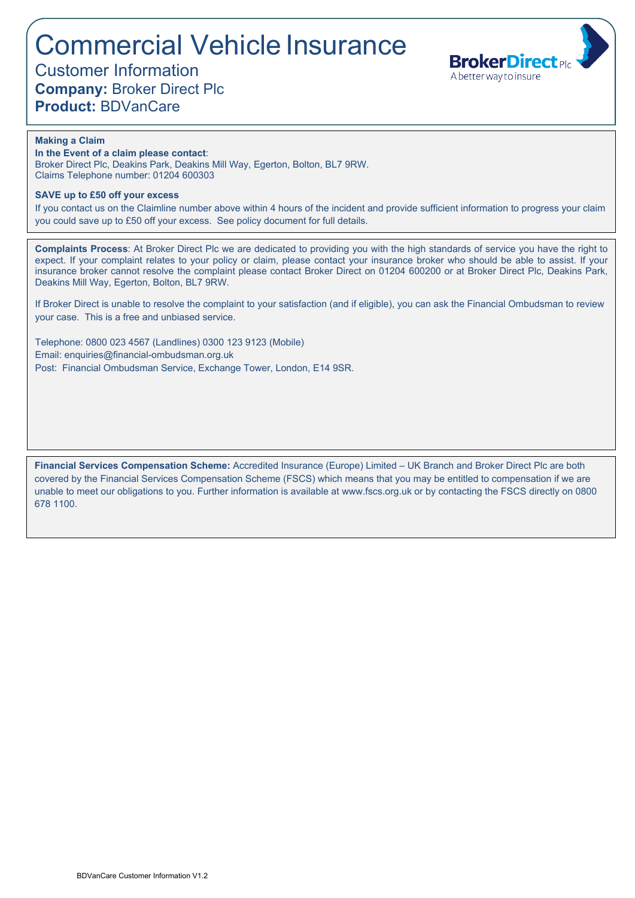# Commercial Vehicle Insurance

## Customer Information

**Company:** Broker Direct Plc

**Product:** BDVanCare

**Making a Claim**

**In the Event of a claim please contact**:
Broker Direct Plc, Deakins Park, Deakins Mill Way, Egerton, Bolton, BL7 9RW.
Claims Telephone number: 01204 600303

**SAVE up to £50 off your excess**

If you contact us on the Claimline number above within 4 hours of the incident and provide sufficient information to progress your claim you could save up to £50 off your excess. See policy document for full details.

**Complaints Process**: At Broker Direct Plc we are dedicated to providing you with the high standards of service you have the right to expect. If your complaint relates to your policy or claim, please contact your insurance broker who should be able to assist. If your insurance broker cannot resolve the complaint please contact Broker Direct on 01204 600200 or at Broker Direct Plc, Deakins Park, Deakins Mill Way, Egerton, Bolton, BL7 9RW.

If Broker Direct is unable to resolve the complaint to your satisfaction (and if eligible), you can ask the Financial Ombudsman to review your case. This is a free and unbiased service.

Telephone: 0800 023 4567 (Landlines) 0300 123 9123 (Mobile)
Email: enquiries@financial-ombudsman.org.uk
Post: Financial Ombudsman Service, Exchange Tower, London, E14 9SR.

**Financial Services Compensation Scheme:** Accredited Insurance (Europe) Limited – UK Branch and Broker Direct Plc are both covered by the Financial Services Compensation Scheme (FSCS) which means that you may be entitled to compensation if we are unable to meet our obligations to you. Further information is available at www.fscs.org.uk or by contacting the FSCS directly on 0800 678 1100.

BDVanCare Customer Information V1.2